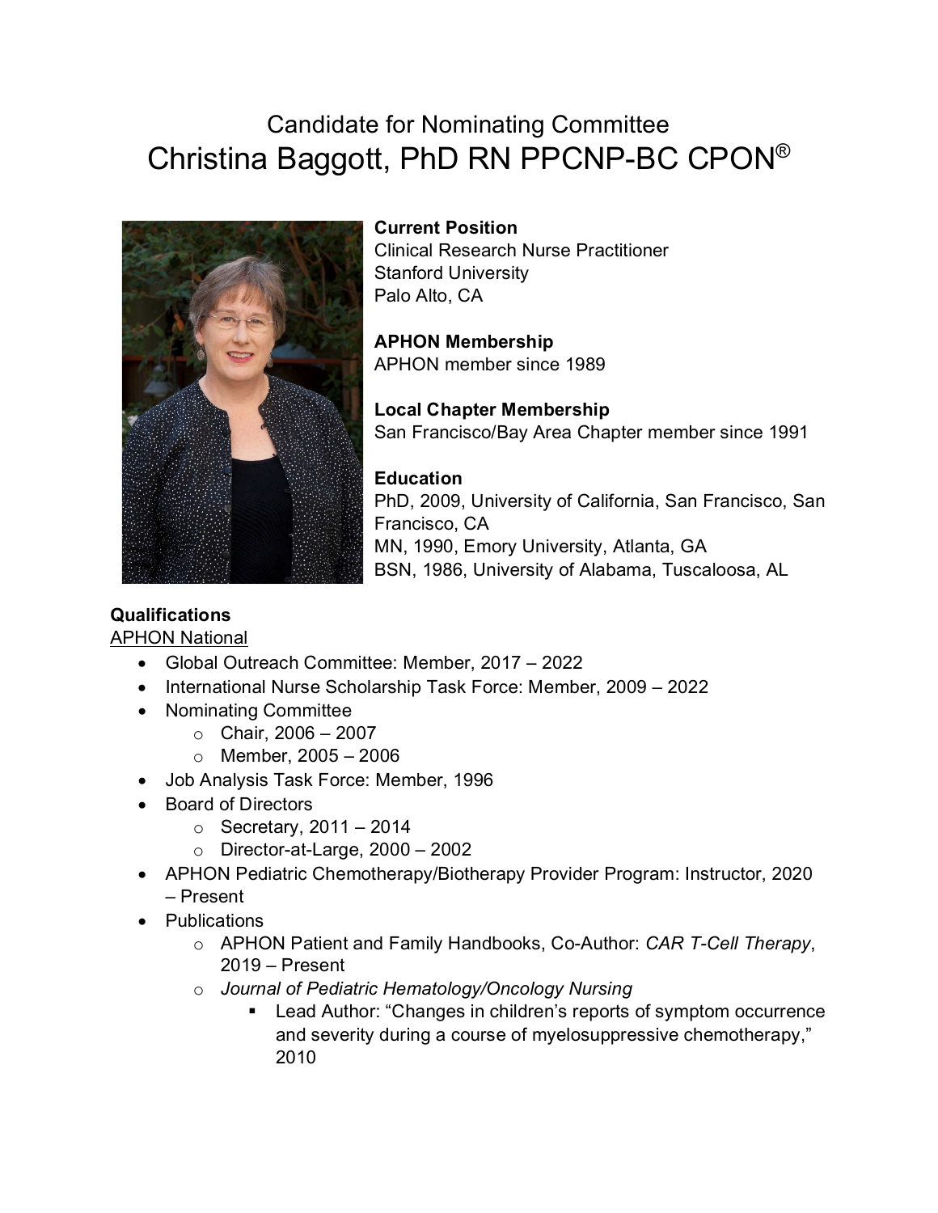# Candidate for Nominating Committee
# Christina Baggott, PhD RN PPCNP-BC CPON®

**Current Position**
Clinical Research Nurse Practitioner
Stanford University
Palo Alto, CA

**APHON Membership**
APHON member since 1989

**Local Chapter Membership**
San Francisco/Bay Area Chapter member since 1991

**Education**
PhD, 2009, University of California, San Francisco, San Francisco, CA
MN, 1990, Emory University, Atlanta, GA
BSN, 1986, University of Alabama, Tuscaloosa, AL

**Qualifications**

APHON National

- Global Outreach Committee: Member, 2017 – 2022
- International Nurse Scholarship Task Force: Member, 2009 – 2022
- Nominating Committee
  - Chair, 2006 – 2007
  - Member, 2005 – 2006
- Job Analysis Task Force: Member, 1996
- Board of Directors
  - Secretary, 2011 – 2014
  - Director-at-Large, 2000 – 2002
- APHON Pediatric Chemotherapy/Biotherapy Provider Program: Instructor, 2020 – Present
- Publications
  - APHON Patient and Family Handbooks, Co-Author: *CAR T-Cell Therapy*, 2019 – Present
  - *Journal of Pediatric Hematology/Oncology Nursing*
    - Lead Author: "Changes in children's reports of symptom occurrence and severity during a course of myelosuppressive chemotherapy," 2010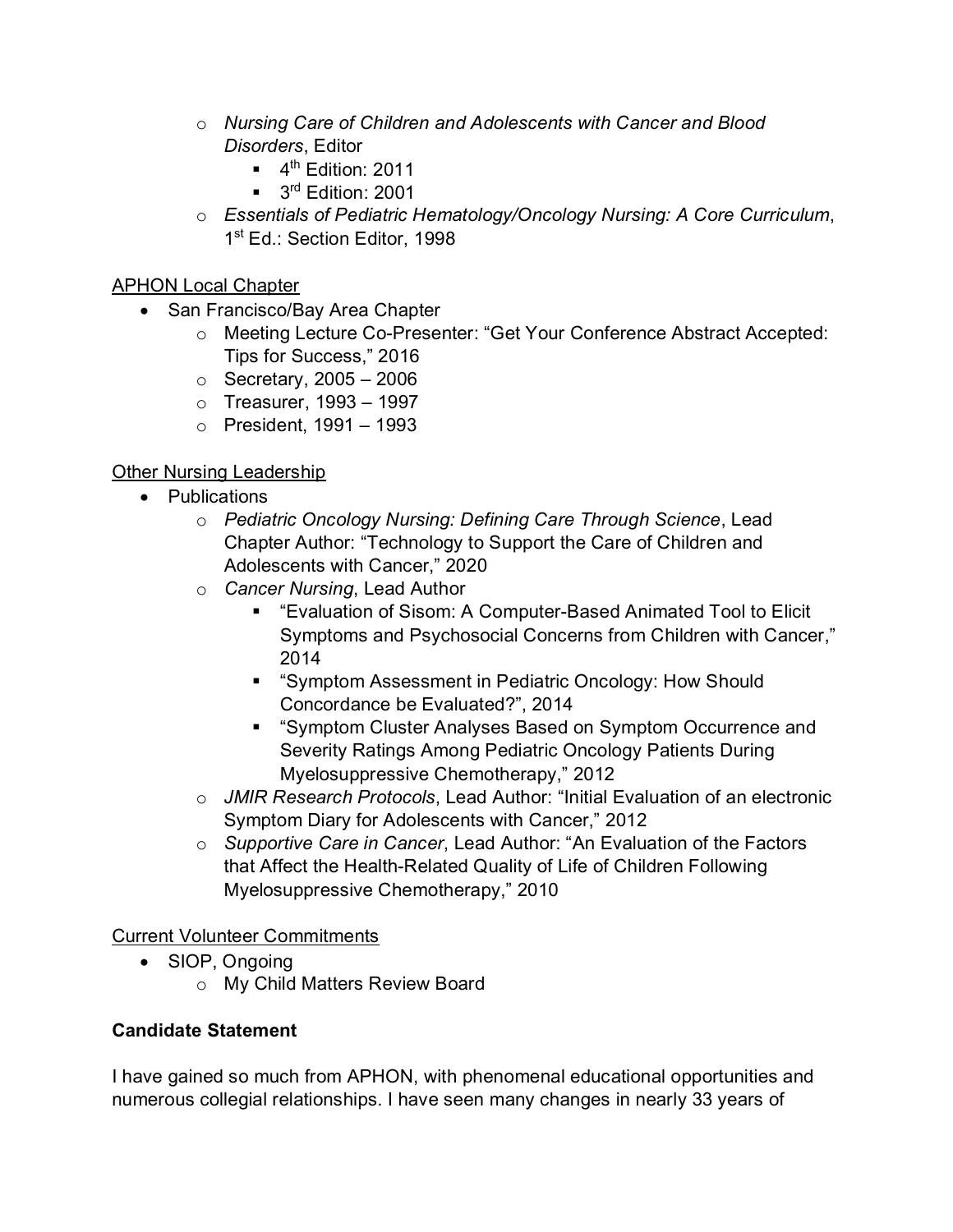- *Nursing Care of Children and Adolescents with Cancer and Blood Disorders*, Editor
  - 4th Edition: 2011
  - 3rd Edition: 2001
- *Essentials of Pediatric Hematology/Oncology Nursing: A Core Curriculum*, 1st Ed.: Section Editor, 1998

<u>APHON Local Chapter</u>

- San Francisco/Bay Area Chapter
  - Meeting Lecture Co-Presenter: "Get Your Conference Abstract Accepted: Tips for Success," 2016
  - Secretary, 2005 – 2006
  - Treasurer, 1993 – 1997
  - President, 1991 – 1993

<u>Other Nursing Leadership</u>

- Publications
  - *Pediatric Oncology Nursing: Defining Care Through Science*, Lead Chapter Author: "Technology to Support the Care of Children and Adolescents with Cancer," 2020
  - *Cancer Nursing*, Lead Author
    - "Evaluation of Sisom: A Computer-Based Animated Tool to Elicit Symptoms and Psychosocial Concerns from Children with Cancer," 2014
    - "Symptom Assessment in Pediatric Oncology: How Should Concordance be Evaluated?", 2014
    - "Symptom Cluster Analyses Based on Symptom Occurrence and Severity Ratings Among Pediatric Oncology Patients During Myelosuppressive Chemotherapy," 2012
  - *JMIR Research Protocols*, Lead Author: "Initial Evaluation of an electronic Symptom Diary for Adolescents with Cancer," 2012
  - *Supportive Care in Cancer*, Lead Author: "An Evaluation of the Factors that Affect the Health-Related Quality of Life of Children Following Myelosuppressive Chemotherapy," 2010

<u>Current Volunteer Commitments</u>

- SIOP, Ongoing
  - My Child Matters Review Board

**Candidate Statement**

I have gained so much from APHON, with phenomenal educational opportunities and numerous collegial relationships. I have seen many changes in nearly 33 years of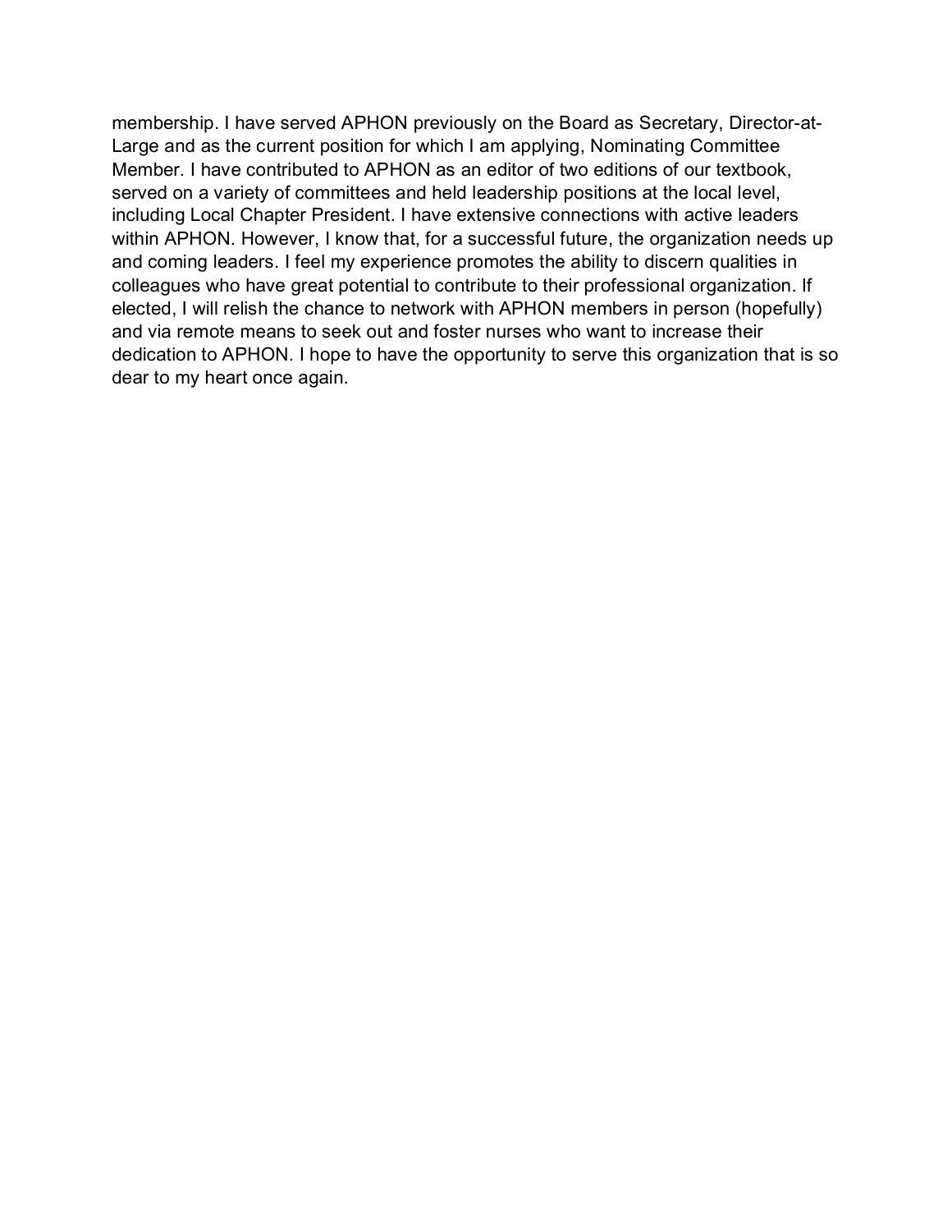membership. I have served APHON previously on the Board as Secretary, Director-at-Large and as the current position for which I am applying, Nominating Committee Member. I have contributed to APHON as an editor of two editions of our textbook, served on a variety of committees and held leadership positions at the local level, including Local Chapter President. I have extensive connections with active leaders within APHON. However, I know that, for a successful future, the organization needs up and coming leaders. I feel my experience promotes the ability to discern qualities in colleagues who have great potential to contribute to their professional organization. If elected, I will relish the chance to network with APHON members in person (hopefully) and via remote means to seek out and foster nurses who want to increase their dedication to APHON. I hope to have the opportunity to serve this organization that is so dear to my heart once again.